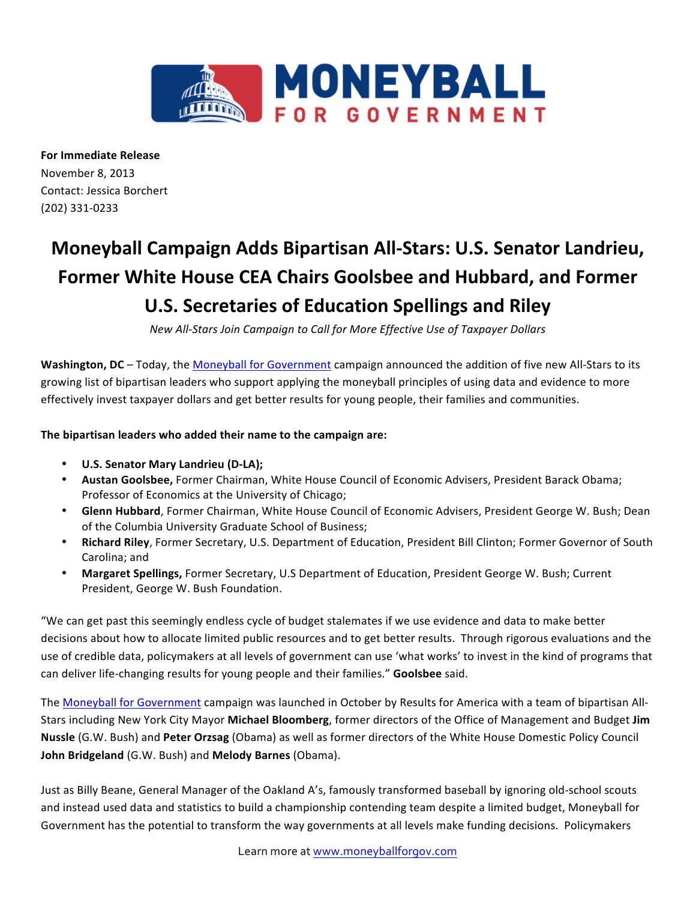**MONEYBALL FOR GOVERNMENT**

**For Immediate Release**
November 8, 2013
Contact: Jessica Borchert
(202) 331-0233

# Moneyball Campaign Adds Bipartisan All-Stars: U.S. Senator Landrieu, Former White House CEA Chairs Goolsbee and Hubbard, and Former U.S. Secretaries of Education Spellings and Riley

*New All-Stars Join Campaign to Call for More Effective Use of Taxpayer Dollars*

**Washington, DC** – Today, the Moneyball for Government campaign announced the addition of five new All-Stars to its growing list of bipartisan leaders who support applying the moneyball principles of using data and evidence to more effectively invest taxpayer dollars and get better results for young people, their families and communities.

**The bipartisan leaders who added their name to the campaign are:**

- **U.S. Senator Mary Landrieu (D-LA);**
- **Austan Goolsbee,** Former Chairman, White House Council of Economic Advisers, President Barack Obama; Professor of Economics at the University of Chicago;
- **Glenn Hubbard**, Former Chairman, White House Council of Economic Advisers, President George W. Bush; Dean of the Columbia University Graduate School of Business;
- **Richard Riley**, Former Secretary, U.S. Department of Education, President Bill Clinton; Former Governor of South Carolina; and
- **Margaret Spellings,** Former Secretary, U.S Department of Education, President George W. Bush; Current President, George W. Bush Foundation.

"We can get past this seemingly endless cycle of budget stalemates if we use evidence and data to make better decisions about how to allocate limited public resources and to get better results. Through rigorous evaluations and the use of credible data, policymakers at all levels of government can use 'what works' to invest in the kind of programs that can deliver life-changing results for young people and their families." **Goolsbee** said.

The Moneyball for Government campaign was launched in October by Results for America with a team of bipartisan All-Stars including New York City Mayor **Michael Bloomberg**, former directors of the Office of Management and Budget **Jim Nussle** (G.W. Bush) and **Peter Orzsag** (Obama) as well as former directors of the White House Domestic Policy Council **John Bridgeland** (G.W. Bush) and **Melody Barnes** (Obama).

Just as Billy Beane, General Manager of the Oakland A's, famously transformed baseball by ignoring old-school scouts and instead used data and statistics to build a championship contending team despite a limited budget, Moneyball for Government has the potential to transform the way governments at all levels make funding decisions. Policymakers

Learn more at www.moneyballforgov.com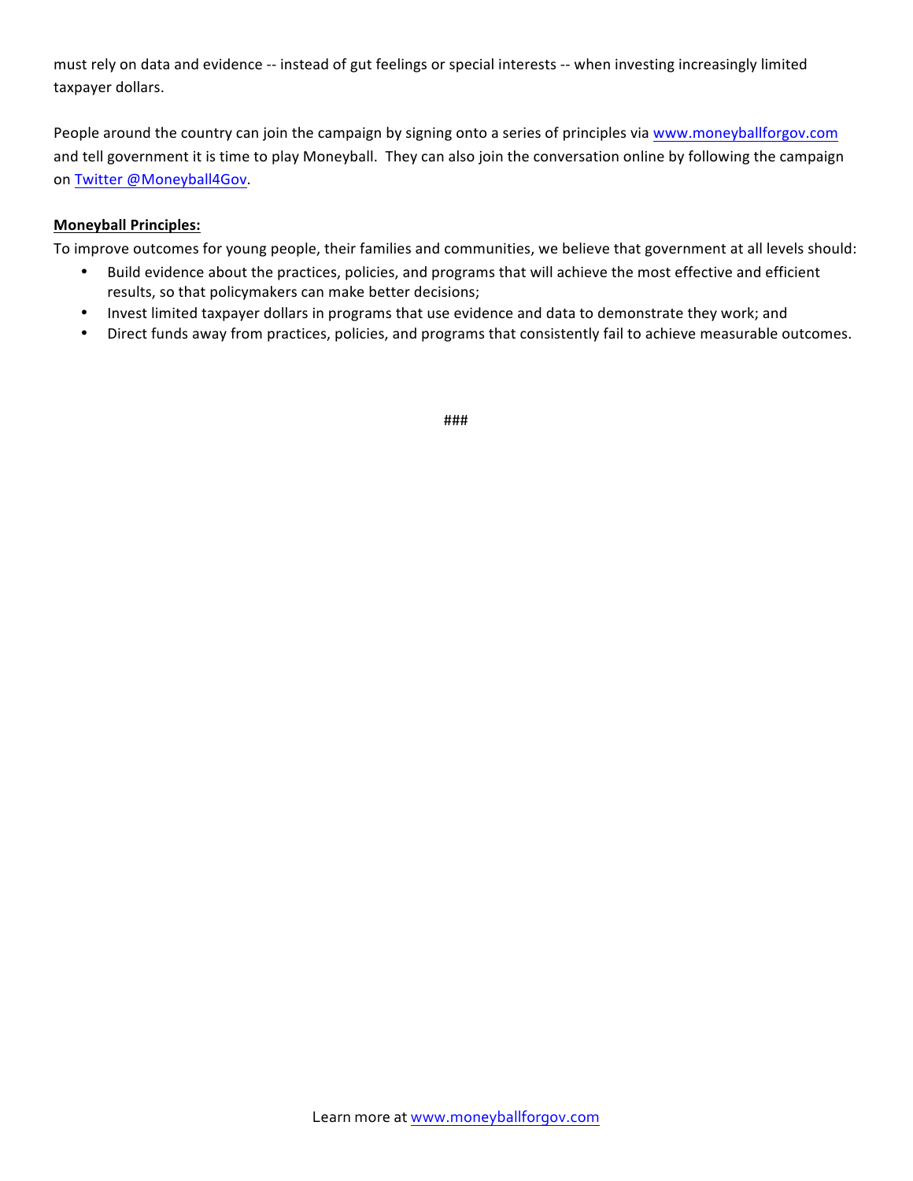must rely on data and evidence -- instead of gut feelings or special interests -- when investing increasingly limited taxpayer dollars.

People around the country can join the campaign by signing onto a series of principles via www.moneyballforgov.com and tell government it is time to play Moneyball. They can also join the conversation online by following the campaign on Twitter @Moneyball4Gov.

**Moneyball Principles:**

To improve outcomes for young people, their families and communities, we believe that government at all levels should:

- Build evidence about the practices, policies, and programs that will achieve the most effective and efficient results, so that policymakers can make better decisions;
- Invest limited taxpayer dollars in programs that use evidence and data to demonstrate they work; and
- Direct funds away from practices, policies, and programs that consistently fail to achieve measurable outcomes.

###

Learn more at www.moneyballforgov.com